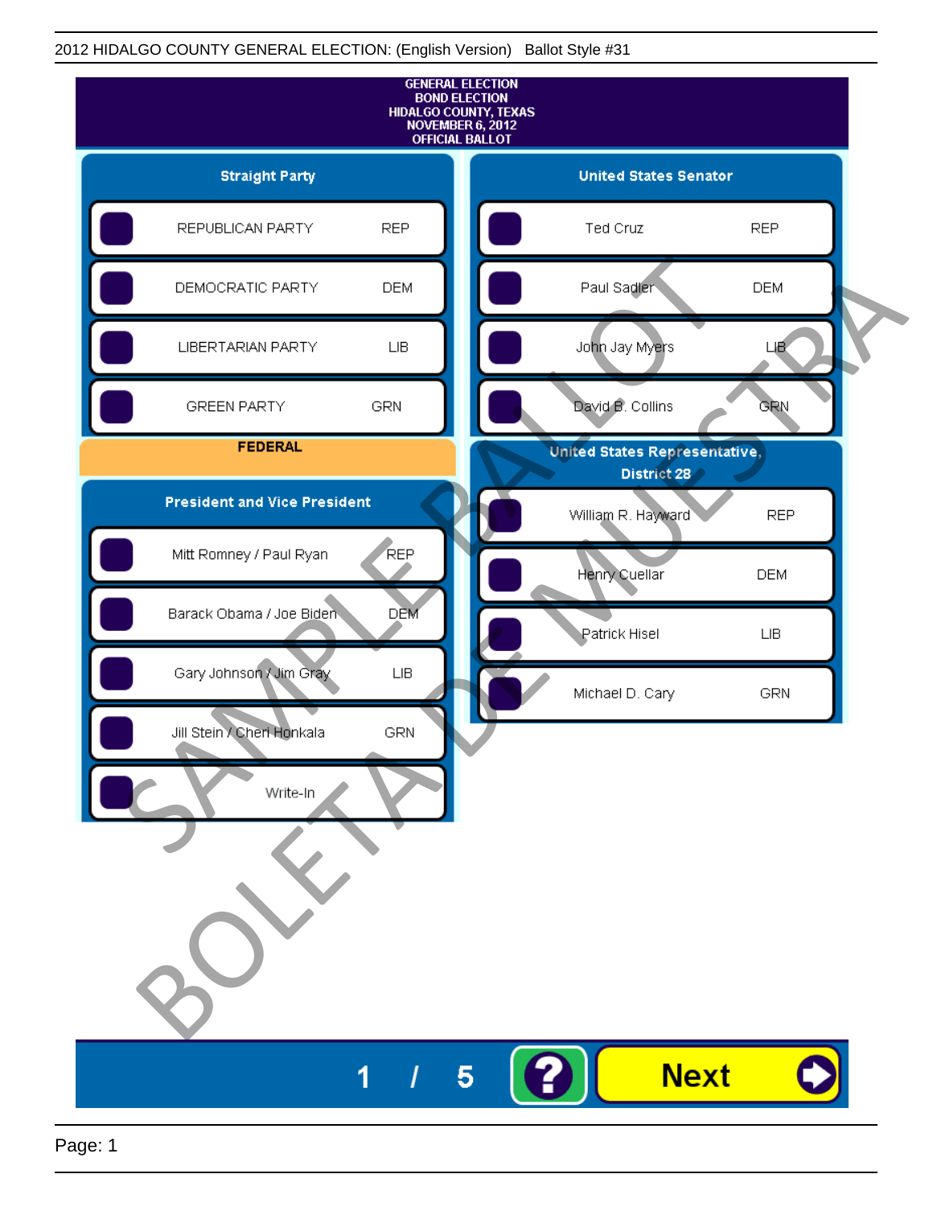2012 HIDALGO COUNTY GENERAL ELECTION: (English Version) Ballot Style #31

# GENERAL ELECTION
## BOND ELECTION
## HIDALGO COUNTY, TEXAS
## NOVEMBER 6, 2012
## OFFICIAL BALLOT

### Straight Party

| | |
|---|---|
| REPUBLICAN PARTY | REP |
| DEMOCRATIC PARTY | DEM |
| LIBERTARIAN PARTY | LIB |
| GREEN PARTY | GRN |

## FEDERAL

### President and Vice President

| | |
|---|---|
| Mitt Romney / Paul Ryan | REP |
| Barack Obama / Joe Biden | DEM |
| Gary Johnson / Jim Gray | LIB |
| Jill Stein / Cheri Honkala | GRN |
| Write-In | |

### United States Senator

| | |
|---|---|
| Ted Cruz | REP |
| Paul Sadler | DEM |
| John Jay Myers | LIB |
| David B. Collins | GRN |

### United States Representative, District 28

| | |
|---|---|
| William R. Hayward | REP |
| Henry Cuellar | DEM |
| Patrick Hisel | LIB |
| Michael D. Cary | GRN |

SAMPLE BALLOT
BOLETA DE MUESTRA

1 / 5

Next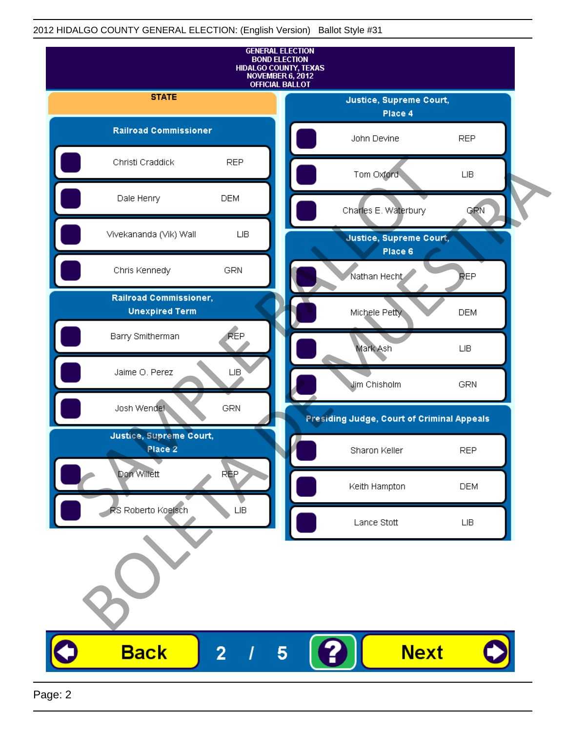GENERAL ELECTION
BOND ELECTION
HIDALGO COUNTY, TEXAS
NOVEMBER 6, 2012
OFFICIAL BALLOT

## STATE

### Railroad Commissioner

| Candidate | Party |
|---|---|
| Christi Craddick | REP |
| Dale Henry | DEM |
| Vivekananda (Vik) Wall | LIB |
| Chris Kennedy | GRN |

### Railroad Commissioner, Unexpired Term

| Candidate | Party |
|---|---|
| Barry Smitherman | REP |
| Jaime O. Perez | LIB |
| Josh Wendel | GRN |

### Justice, Supreme Court, Place 2

| Candidate | Party |
|---|---|
| Don Willett | REP |
| RS Roberto Koelsch | LIB |

### Justice, Supreme Court, Place 4

| Candidate | Party |
|---|---|
| John Devine | REP |
| Tom Oxford | LIB |
| Charles E. Waterbury | GRN |

### Justice, Supreme Court, Place 6

| Candidate | Party |
|---|---|
| Nathan Hecht | REP |
| Michele Petty | DEM |
| Mark Ash | LIB |
| Jim Chisholm | GRN |

### Presiding Judge, Court of Criminal Appeals

| Candidate | Party |
|---|---|
| Sharon Keller | REP |
| Keith Hampton | DEM |
| Lance Stott | LIB |

SAMPLE BALLOT
BOLETA DE MUESTRA

Back 2 / 5 ? Next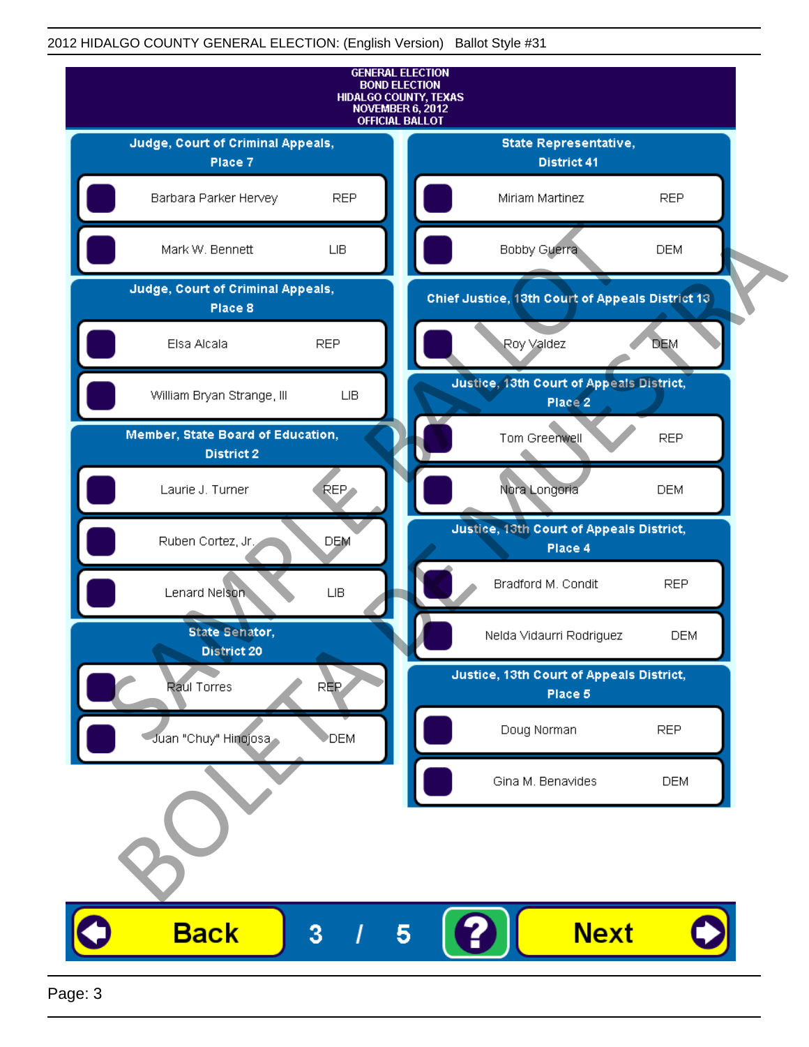2012 HIDALGO COUNTY GENERAL ELECTION: (English Version) Ballot Style #31

**GENERAL ELECTION**
**BOND ELECTION**
**HIDALGO COUNTY, TEXAS**
**NOVEMBER 6, 2012**
**OFFICIAL BALLOT**

### Judge, Court of Criminal Appeals, Place 7

- Barbara Parker Hervey — REP
- Mark W. Bennett — LIB

### Judge, Court of Criminal Appeals, Place 8

- Elsa Alcala — REP
- William Bryan Strange, III — LIB

### Member, State Board of Education, District 2

- Laurie J. Turner — REP
- Ruben Cortez, Jr. — DEM
- Lenard Nelson — LIB

### State Senator, District 20

- Raul Torres — REP
- Juan "Chuy" Hinojosa — DEM

### State Representative, District 41

- Miriam Martinez — REP
- Bobby Guerra — DEM

### Chief Justice, 13th Court of Appeals District 13

- Roy Valdez — DEM

### Justice, 13th Court of Appeals District, Place 2

- Tom Greenwell — REP
- Nora Longoria — DEM

### Justice, 13th Court of Appeals District, Place 4

- Bradford M. Condit — REP
- Nelda Vidaurri Rodriguez — DEM

### Justice, 13th Court of Appeals District, Place 5

- Doug Norman — REP
- Gina M. Benavides — DEM

SAMPLE BALLOT
BOLETA DE MUESTRA

Back 3 / 5 ? Next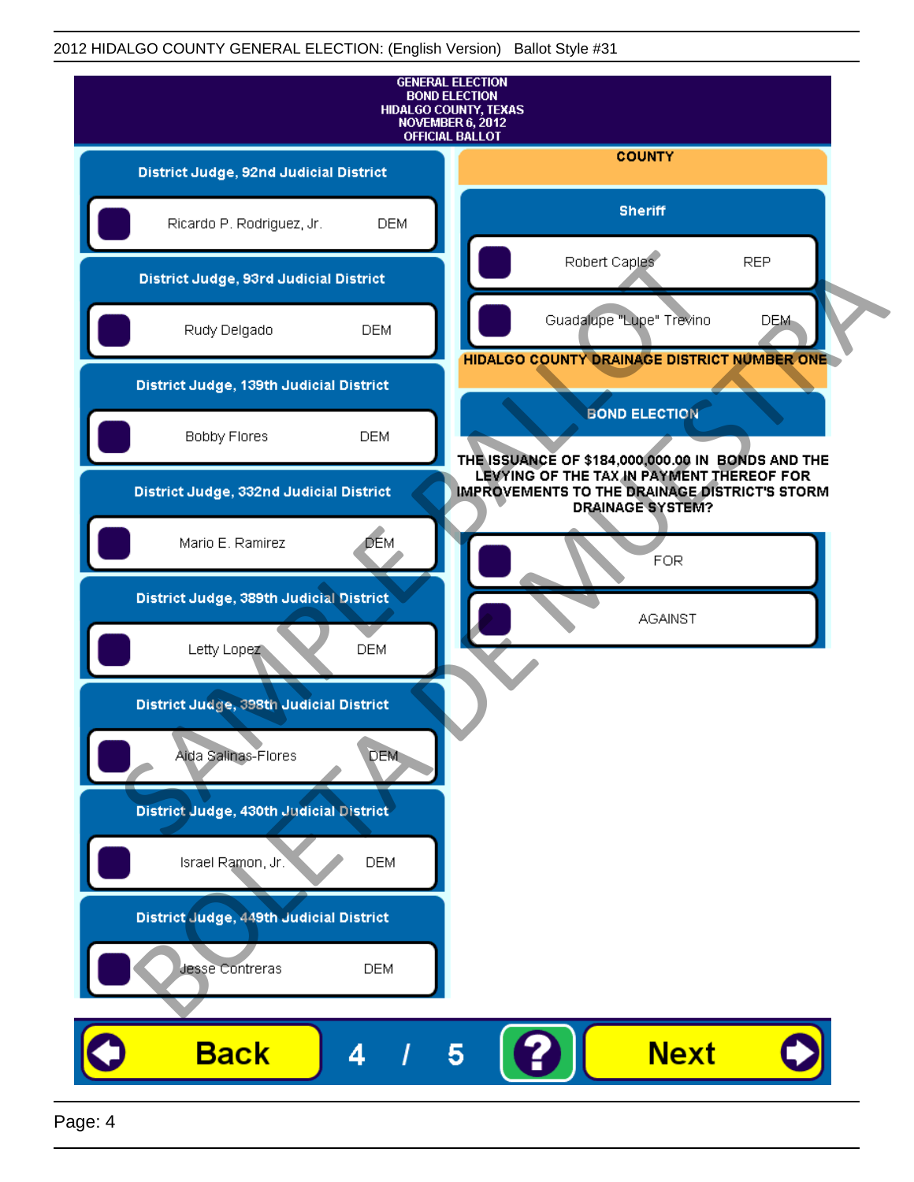GENERAL ELECTION
BOND ELECTION
HIDALGO COUNTY, TEXAS
NOVEMBER 6, 2012
OFFICIAL BALLOT

## District Judge, 92nd Judicial District

- Ricardo P. Rodriguez, Jr. — DEM

## District Judge, 93rd Judicial District

- Rudy Delgado — DEM

## District Judge, 139th Judicial District

- Bobby Flores — DEM

## District Judge, 332nd Judicial District

- Mario E. Ramirez — DEM

## District Judge, 389th Judicial District

- Letty Lopez — DEM

## District Judge, 398th Judicial District

- Aida Salinas-Flores — DEM

## District Judge, 430th Judicial District

- Israel Ramon, Jr. — DEM

## District Judge, 449th Judicial District

- Jesse Contreras — DEM

# COUNTY

## Sheriff

- Robert Caples — REP
- Guadalupe "Lupe" Trevino — DEM

# HIDALGO COUNTY DRAINAGE DISTRICT NUMBER ONE

## BOND ELECTION

**THE ISSUANCE OF $184,000,000.00 IN BONDS AND THE LEVYING OF THE TAX IN PAYMENT THEREOF FOR IMPROVEMENTS TO THE DRAINAGE DISTRICT'S STORM DRAINAGE SYSTEM?**

- FOR
- AGAINST

SAMPLE BALLOT
BOLETA DE MUESTRA

Back 4 / 5 ? Next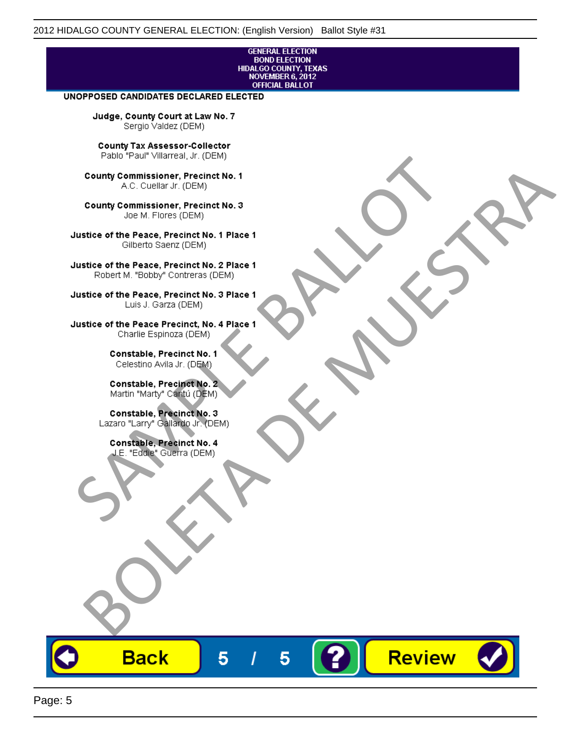GENERAL ELECTION
BOND ELECTION
HIDALGO COUNTY, TEXAS
NOVEMBER 6, 2012
OFFICIAL BALLOT

**UNOPPOSED CANDIDATES DECLARED ELECTED**

**Judge, County Court at Law No. 7**
Sergio Valdez (DEM)

**County Tax Assessor-Collector**
Pablo "Paul" Villarreal, Jr. (DEM)

**County Commissioner, Precinct No. 1**
A.C. Cuellar Jr. (DEM)

**County Commissioner, Precinct No. 3**
Joe M. Flores (DEM)

**Justice of the Peace, Precinct No. 1 Place 1**
Gilberto Saenz (DEM)

**Justice of the Peace, Precinct No. 2 Place 1**
Robert M. "Bobby" Contreras (DEM)

**Justice of the Peace, Precinct No. 3 Place 1**
Luis J. Garza (DEM)

**Justice of the Peace Precinct, No. 4 Place 1**
Charlie Espinoza (DEM)

**Constable, Precinct No. 1**
Celestino Avila Jr. (DEM)

**Constable, Precinct No. 2**
Martin "Marty" Cantú (DEM)

**Constable, Precinct No. 3**
Lazaro "Larry" Gallardo Jr. (DEM)

**Constable, Precinct No. 4**
J.E. "Eddie" Guerra (DEM)

SAMPLE BALLOT
BOLETA DE MUESTRA

Back 5 / 5 ? Review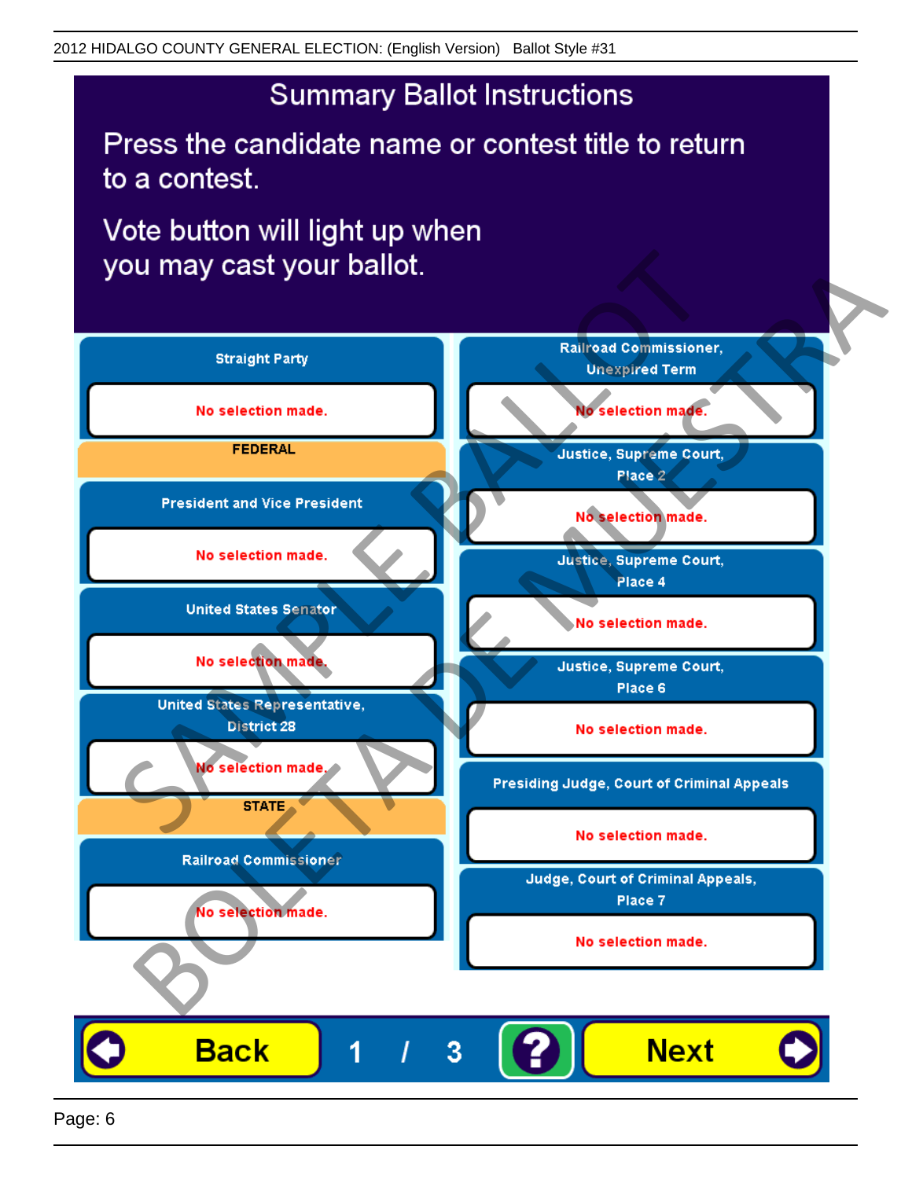2012 HIDALGO COUNTY GENERAL ELECTION: (English Version) Ballot Style #31

# Summary Ballot Instructions

Press the candidate name or contest title to return to a contest.

Vote button will light up when you may cast your ballot.

**Straight Party**

No selection made.

**FEDERAL**

**President and Vice President**

No selection made.

**United States Senator**

No selection made.

**United States Representative, District 28**

No selection made.

**STATE**

**Railroad Commissioner**

No selection made.

**Railroad Commissioner, Unexpired Term**

No selection made.

**Justice, Supreme Court, Place 2**

No selection made.

**Justice, Supreme Court, Place 4**

No selection made.

**Justice, Supreme Court, Place 6**

No selection made.

**Presiding Judge, Court of Criminal Appeals**

No selection made.

**Judge, Court of Criminal Appeals, Place 7**

No selection made.

Back 1 / 3 ? Next

SAMPLE BALLOT BOLETA DE MUESTRA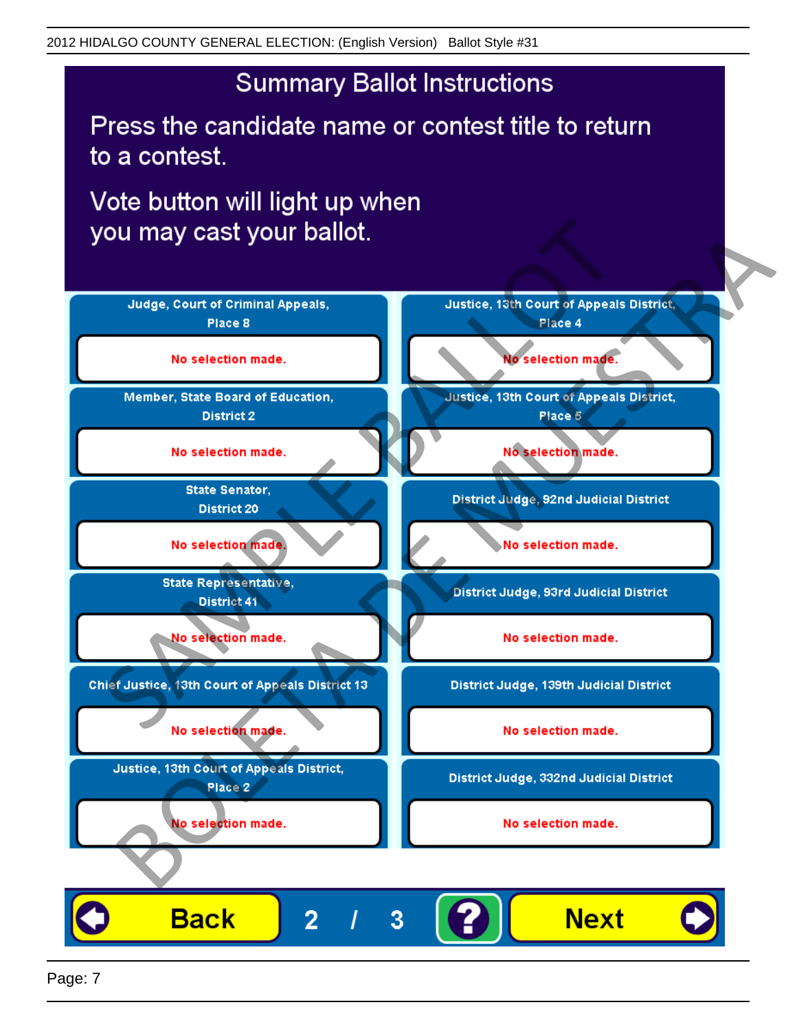# Summary Ballot Instructions

Press the candidate name or contest title to return to a contest.

Vote button will light up when you may cast your ballot.

| Contest | Selection |
| --- | --- |
| Judge, Court of Criminal Appeals, Place 8 | No selection made. |
| Member, State Board of Education, District 2 | No selection made. |
| State Senator, District 20 | No selection made. |
| State Representative, District 41 | No selection made. |
| Chief Justice, 13th Court of Appeals District 13 | No selection made. |
| Justice, 13th Court of Appeals District, Place 2 | No selection made. |
| Justice, 13th Court of Appeals District, Place 4 | No selection made. |
| Justice, 13th Court of Appeals District, Place 5 | No selection made. |
| District Judge, 92nd Judicial District | No selection made. |
| District Judge, 93rd Judicial District | No selection made. |
| District Judge, 139th Judicial District | No selection made. |
| District Judge, 332nd Judicial District | No selection made. |

Back | 2 / 3 | ? | Next

SAMPLE BALLOT
BOLETA DE MUESTRA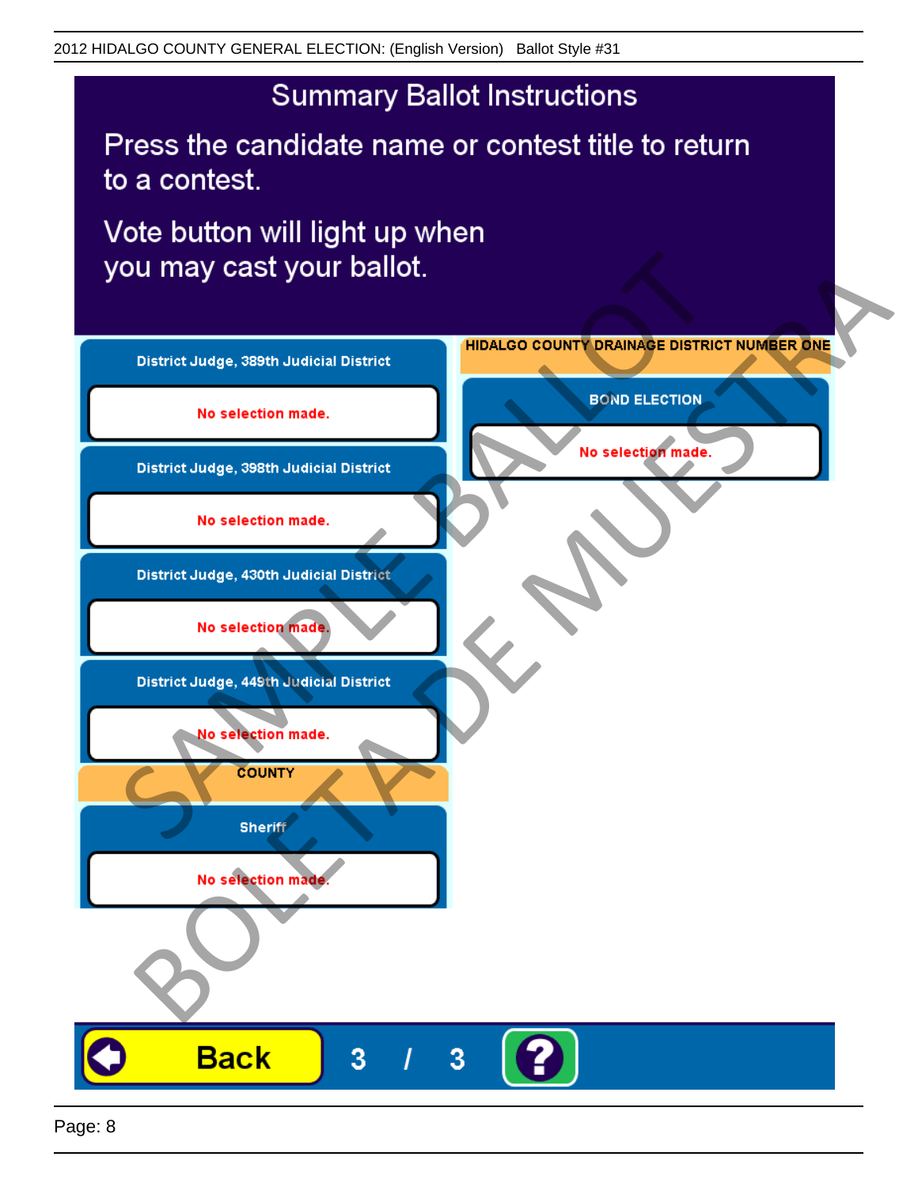2012 HIDALGO COUNTY GENERAL ELECTION: (English Version) Ballot Style #31

# Summary Ballot Instructions

Press the candidate name or contest title to return to a contest.

Vote button will light up when you may cast your ballot.

**District Judge, 389th Judicial District**

No selection made.

**District Judge, 398th Judicial District**

No selection made.

**District Judge, 430th Judicial District**

No selection made.

**District Judge, 449th Judicial District**

No selection made.

**COUNTY**

**Sheriff**

No selection made.

**HIDALGO COUNTY DRAINAGE DISTRICT NUMBER ONE**

**BOND ELECTION**

No selection made.

SAMPLE BALLOT

BOLETA DE MUESTRA

Back

3 / 3

?